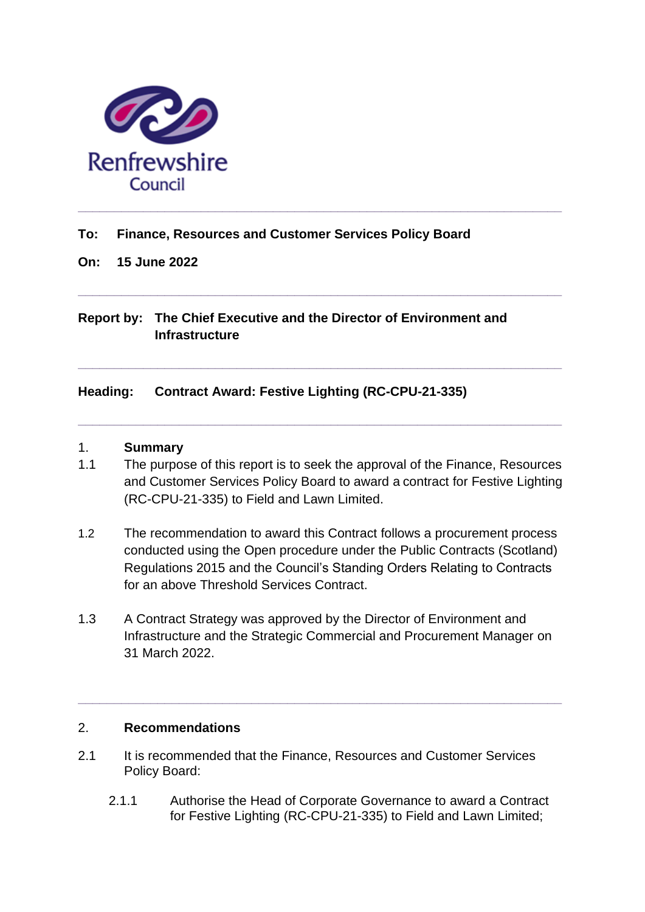Renfrewshire Council

---

**To: Finance, Resources and Customer Services Policy Board**

**On: 15 June 2022**

---

**Report by: The Chief Executive and the Director of Environment and Infrastructure**

---

**Heading: Contract Award: Festive Lighting (RC-CPU-21-335)**

---

## 1. Summary

1.1 The purpose of this report is to seek the approval of the Finance, Resources and Customer Services Policy Board to award a contract for Festive Lighting (RC-CPU-21-335) to Field and Lawn Limited.

1.2 The recommendation to award this Contract follows a procurement process conducted using the Open procedure under the Public Contracts (Scotland) Regulations 2015 and the Council's Standing Orders Relating to Contracts for an above Threshold Services Contract.

1.3 A Contract Strategy was approved by the Director of Environment and Infrastructure and the Strategic Commercial and Procurement Manager on 31 March 2022.

---

## 2. Recommendations

2.1 It is recommended that the Finance, Resources and Customer Services Policy Board:

2.1.1 Authorise the Head of Corporate Governance to award a Contract for Festive Lighting (RC-CPU-21-335) to Field and Lawn Limited;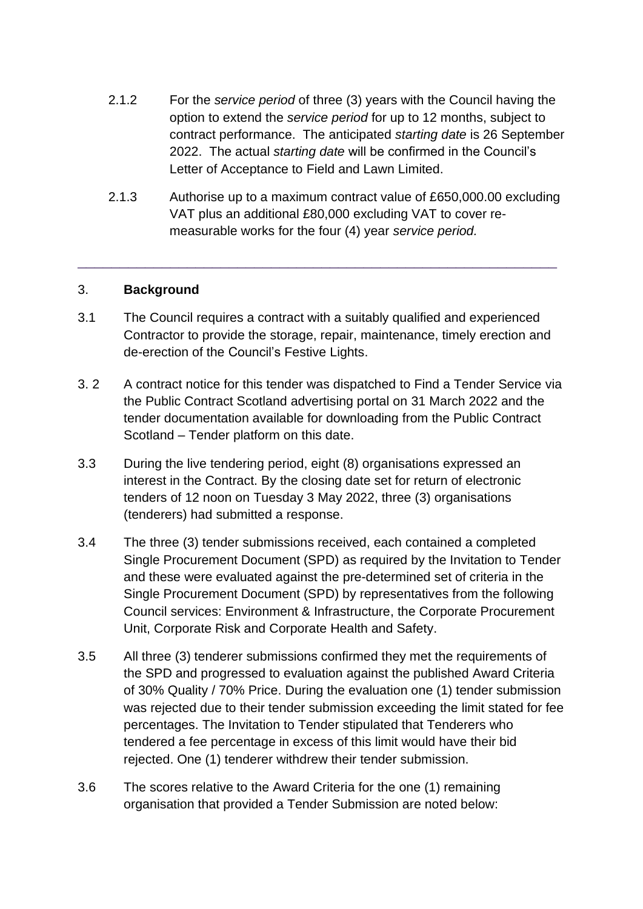2.1.2 For the *service period* of three (3) years with the Council having the option to extend the *service period* for up to 12 months, subject to contract performance. The anticipated *starting date* is 26 September 2022. The actual *starting date* will be confirmed in the Council's Letter of Acceptance to Field and Lawn Limited.

2.1.3 Authorise up to a maximum contract value of £650,000.00 excluding VAT plus an additional £80,000 excluding VAT to cover re-measurable works for the four (4) year *service period.*

---

## 3. **Background**

3.1 The Council requires a contract with a suitably qualified and experienced Contractor to provide the storage, repair, maintenance, timely erection and de-erection of the Council's Festive Lights.

3. 2 A contract notice for this tender was dispatched to Find a Tender Service via the Public Contract Scotland advertising portal on 31 March 2022 and the tender documentation available for downloading from the Public Contract Scotland – Tender platform on this date.

3.3 During the live tendering period, eight (8) organisations expressed an interest in the Contract. By the closing date set for return of electronic tenders of 12 noon on Tuesday 3 May 2022, three (3) organisations (tenderers) had submitted a response.

3.4 The three (3) tender submissions received, each contained a completed Single Procurement Document (SPD) as required by the Invitation to Tender and these were evaluated against the pre-determined set of criteria in the Single Procurement Document (SPD) by representatives from the following Council services: Environment & Infrastructure, the Corporate Procurement Unit, Corporate Risk and Corporate Health and Safety.

3.5 All three (3) tenderer submissions confirmed they met the requirements of the SPD and progressed to evaluation against the published Award Criteria of 30% Quality / 70% Price. During the evaluation one (1) tender submission was rejected due to their tender submission exceeding the limit stated for fee percentages. The Invitation to Tender stipulated that Tenderers who tendered a fee percentage in excess of this limit would have their bid rejected. One (1) tenderer withdrew their tender submission.

3.6 The scores relative to the Award Criteria for the one (1) remaining organisation that provided a Tender Submission are noted below: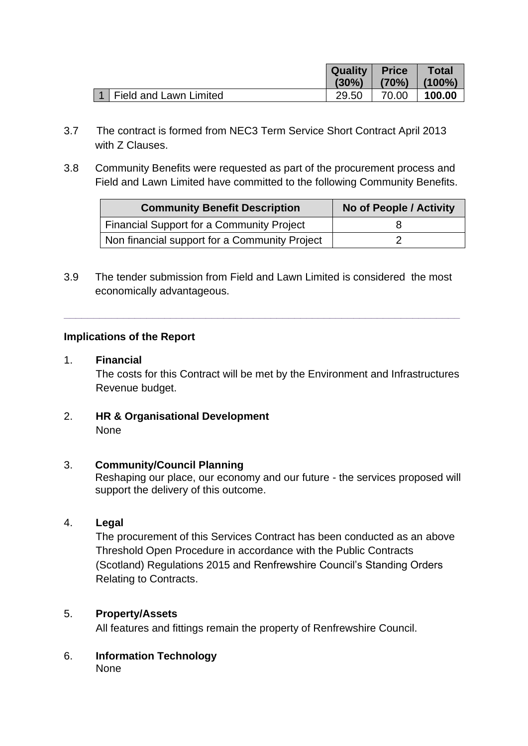| | | Quality (30%) | Price (70%) | Total (100%) |
|---|---|---|---|---|
| 1 | Field and Lawn Limited | 29.50 | 70.00 | **100.00** |

3.7 The contract is formed from NEC3 Term Service Short Contract April 2013 with Z Clauses.

3.8 Community Benefits were requested as part of the procurement process and Field and Lawn Limited have committed to the following Community Benefits.

| Community Benefit Description | No of People / Activity |
|---|---|
| Financial Support for a Community Project | 8 |
| Non financial support for a Community Project | 2 |

3.9 The tender submission from Field and Lawn Limited is considered the most economically advantageous.

---

**Implications of the Report**

1. **Financial**
   The costs for this Contract will be met by the Environment and Infrastructures Revenue budget.

2. **HR & Organisational Development**
   None

3. **Community/Council Planning**
   Reshaping our place, our economy and our future - the services proposed will support the delivery of this outcome.

4. **Legal**
   The procurement of this Services Contract has been conducted as an above Threshold Open Procedure in accordance with the Public Contracts (Scotland) Regulations 2015 and Renfrewshire Council's Standing Orders Relating to Contracts.

5. **Property/Assets**
   All features and fittings remain the property of Renfrewshire Council.

6. **Information Technology**
   None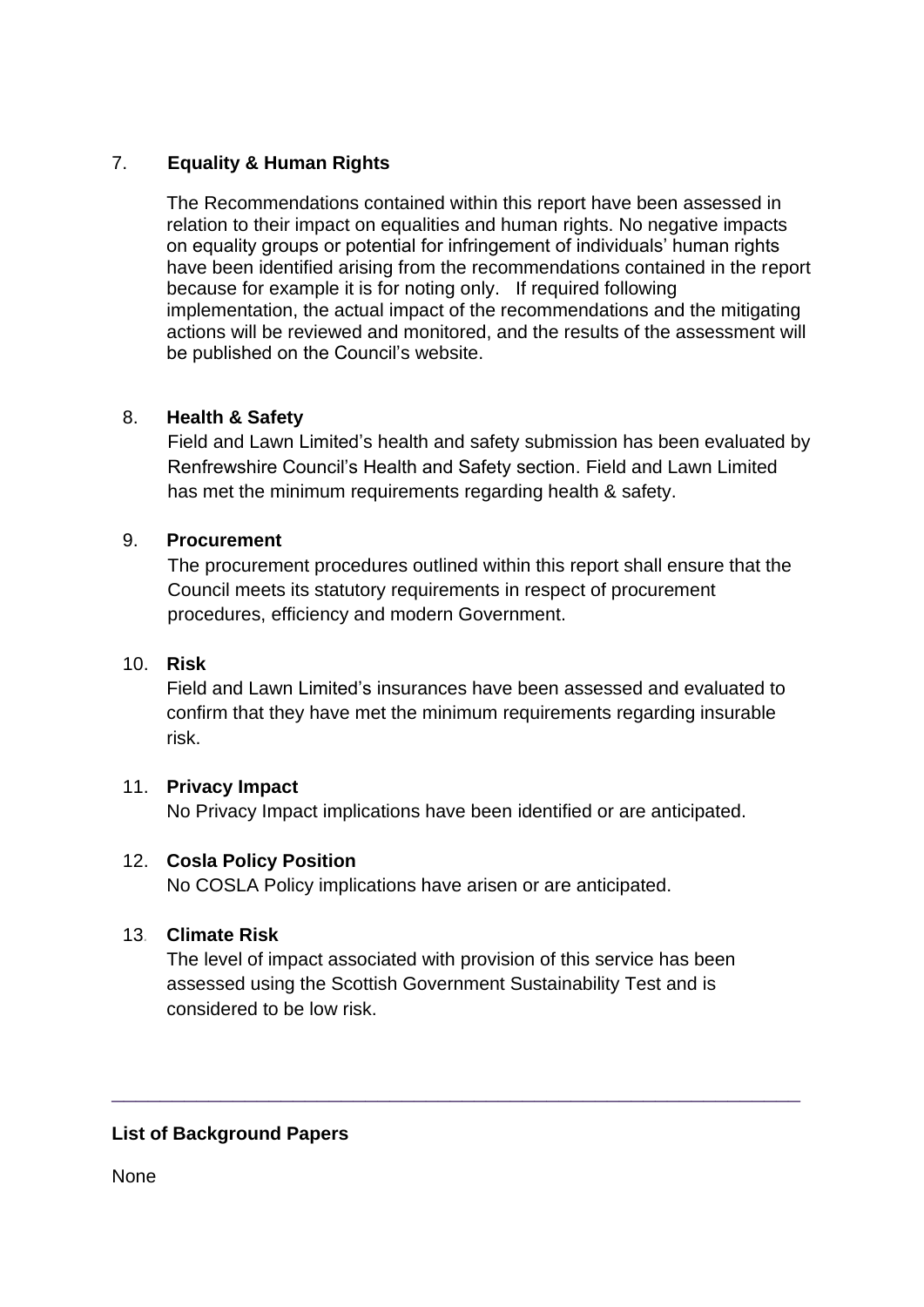7. **Equality & Human Rights**

The Recommendations contained within this report have been assessed in relation to their impact on equalities and human rights. No negative impacts on equality groups or potential for infringement of individuals' human rights have been identified arising from the recommendations contained in the report because for example it is for noting only. If required following implementation, the actual impact of the recommendations and the mitigating actions will be reviewed and monitored, and the results of the assessment will be published on the Council's website.

8. **Health & Safety**

Field and Lawn Limited's health and safety submission has been evaluated by Renfrewshire Council's Health and Safety section. Field and Lawn Limited has met the minimum requirements regarding health & safety.

9. **Procurement**

The procurement procedures outlined within this report shall ensure that the Council meets its statutory requirements in respect of procurement procedures, efficiency and modern Government.

10. **Risk**

Field and Lawn Limited's insurances have been assessed and evaluated to confirm that they have met the minimum requirements regarding insurable risk.

11. **Privacy Impact**

No Privacy Impact implications have been identified or are anticipated.

12. **Cosla Policy Position**

No COSLA Policy implications have arisen or are anticipated.

13. **Climate Risk**

The level of impact associated with provision of this service has been assessed using the Scottish Government Sustainability Test and is considered to be low risk.

---

**List of Background Papers**

None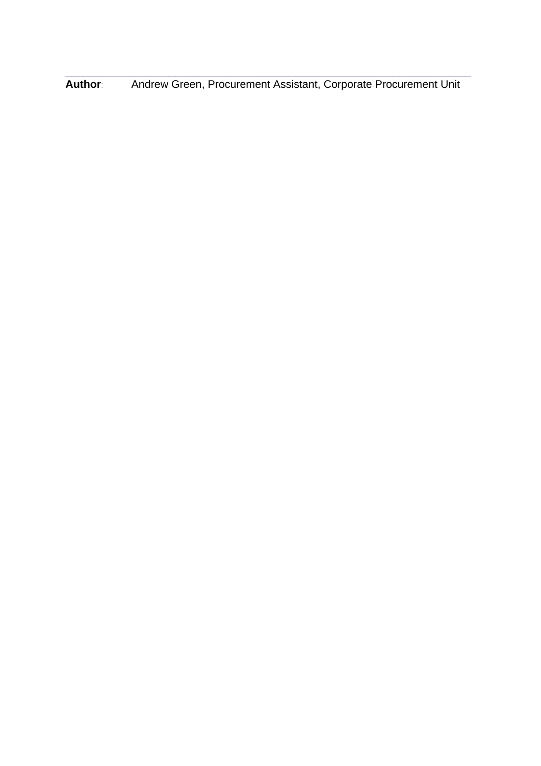**Author**: Andrew Green, Procurement Assistant, Corporate Procurement Unit